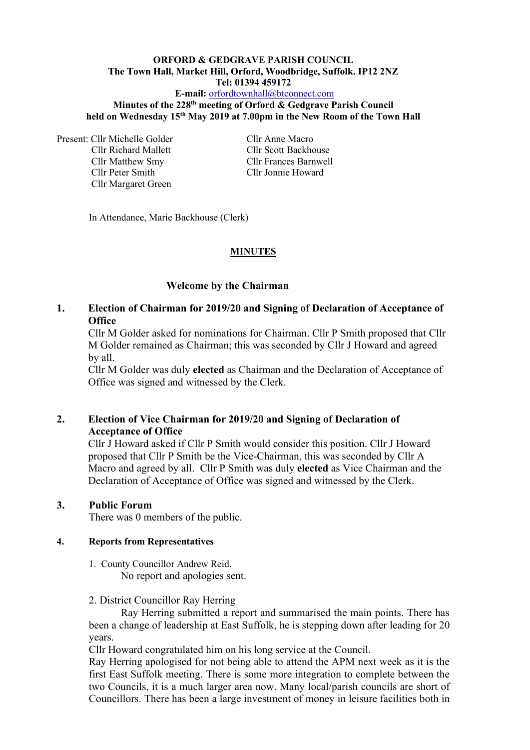**ORFORD & GEDGRAVE PARISH COUNCIL**
**The Town Hall, Market Hill, Orford, Woodbridge, Suffolk. IP12 2NZ**
**Tel: 01394 459172**
**E-mail:** orfordtownhall@btconnect.com
**Minutes of the 228th meeting of Orford & Gedgrave Parish Council**
**held on Wednesday 15th May 2019 at 7.00pm in the New Room of the Town Hall**

Present: Cllr Michelle Golder
Cllr Richard Mallett
Cllr Matthew Smy
Cllr Peter Smith
Cllr Margaret Green
Cllr Anne Macro
Cllr Scott Backhouse
Cllr Frances Barnwell
Cllr Jonnie Howard

In Attendance, Marie Backhouse (Clerk)

## MINUTES

### Welcome by the Chairman

### 1. Election of Chairman for 2019/20 and Signing of Declaration of Acceptance of Office

Cllr M Golder asked for nominations for Chairman. Cllr P Smith proposed that Cllr M Golder remained as Chairman; this was seconded by Cllr J Howard and agreed by all.

Cllr M Golder was duly **elected** as Chairman and the Declaration of Acceptance of Office was signed and witnessed by the Clerk.

### 2. Election of Vice Chairman for 2019/20 and Signing of Declaration of Acceptance of Office

Cllr J Howard asked if Cllr P Smith would consider this position. Cllr J Howard proposed that Cllr P Smith be the Vice-Chairman, this was seconded by Cllr A Macro and agreed by all. Cllr P Smith was duly **elected** as Vice Chairman and the Declaration of Acceptance of Office was signed and witnessed by the Clerk.

### 3. Public Forum

There was 0 members of the public.

### 4. Reports from Representatives

1. County Councillor Andrew Reid.
   No report and apologies sent.

2. District Councillor Ray Herring
   Ray Herring submitted a report and summarised the main points. There has been a change of leadership at East Suffolk, he is stepping down after leading for 20 years.

Cllr Howard congratulated him on his long service at the Council.

Ray Herring apologised for not being able to attend the APM next week as it is the first East Suffolk meeting. There is some more integration to complete between the two Councils, it is a much larger area now. Many local/parish councils are short of Councillors. There has been a large investment of money in leisure facilities both in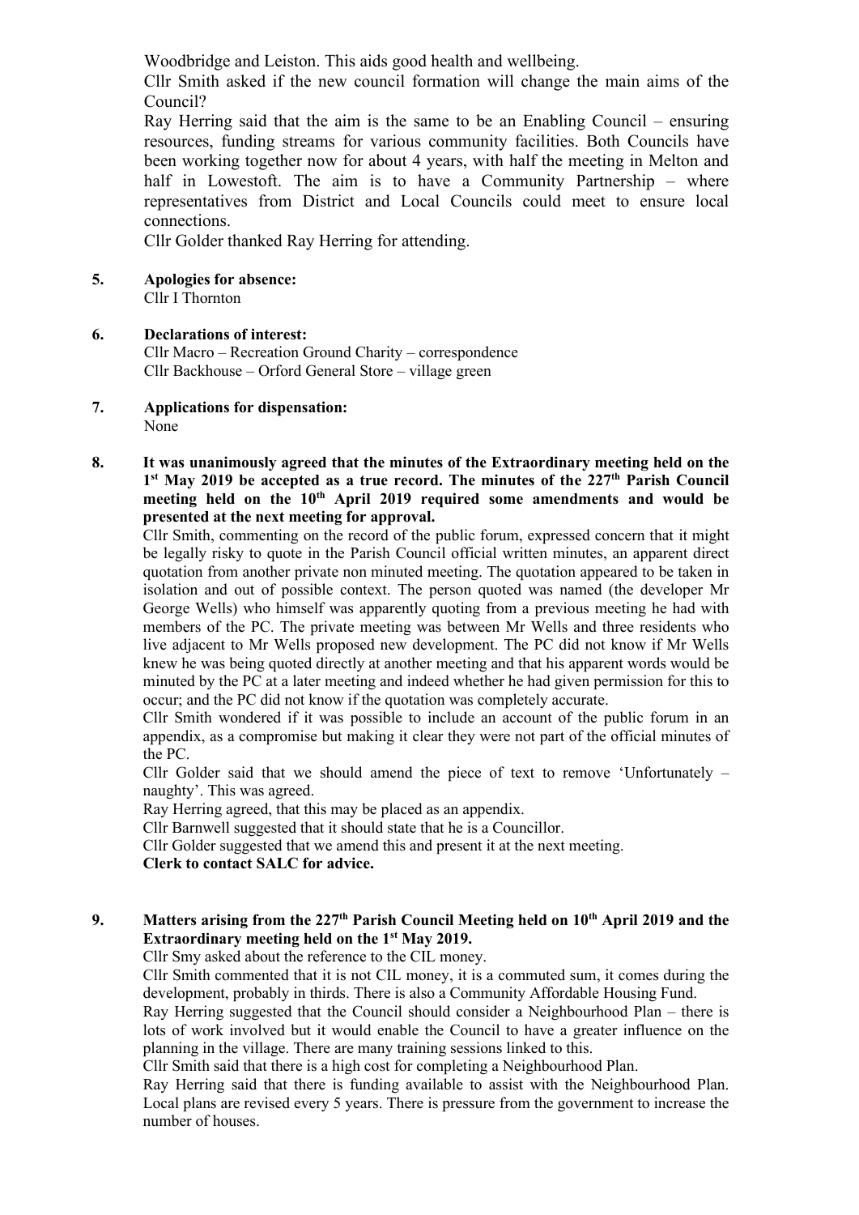Woodbridge and Leiston. This aids good health and wellbeing.

Cllr Smith asked if the new council formation will change the main aims of the Council?

Ray Herring said that the aim is the same to be an Enabling Council – ensuring resources, funding streams for various community facilities. Both Councils have been working together now for about 4 years, with half the meeting in Melton and half in Lowestoft. The aim is to have a Community Partnership – where representatives from District and Local Councils could meet to ensure local connections.

Cllr Golder thanked Ray Herring for attending.

**5. Apologies for absence:**

Cllr I Thornton

**6. Declarations of interest:**

Cllr Macro – Recreation Ground Charity – correspondence
Cllr Backhouse – Orford General Store – village green

**7. Applications for dispensation:**

None

**8. It was unanimously agreed that the minutes of the Extraordinary meeting held on the 1st May 2019 be accepted as a true record. The minutes of the 227th Parish Council meeting held on the 10th April 2019 required some amendments and would be presented at the next meeting for approval.**

Cllr Smith, commenting on the record of the public forum, expressed concern that it might be legally risky to quote in the Parish Council official written minutes, an apparent direct quotation from another private non minuted meeting. The quotation appeared to be taken in isolation and out of possible context. The person quoted was named (the developer Mr George Wells) who himself was apparently quoting from a previous meeting he had with members of the PC. The private meeting was between Mr Wells and three residents who live adjacent to Mr Wells proposed new development. The PC did not know if Mr Wells knew he was being quoted directly at another meeting and that his apparent words would be minuted by the PC at a later meeting and indeed whether he had given permission for this to occur; and the PC did not know if the quotation was completely accurate.

Cllr Smith wondered if it was possible to include an account of the public forum in an appendix, as a compromise but making it clear they were not part of the official minutes of the PC.

Cllr Golder said that we should amend the piece of text to remove 'Unfortunately – naughty'. This was agreed.

Ray Herring agreed, that this may be placed as an appendix.

Cllr Barnwell suggested that it should state that he is a Councillor.

Cllr Golder suggested that we amend this and present it at the next meeting.

**Clerk to contact SALC for advice.**

**9. Matters arising from the 227th Parish Council Meeting held on 10th April 2019 and the Extraordinary meeting held on the 1st May 2019.**

Cllr Smy asked about the reference to the CIL money.

Cllr Smith commented that it is not CIL money, it is a commuted sum, it comes during the development, probably in thirds. There is also a Community Affordable Housing Fund.

Ray Herring suggested that the Council should consider a Neighbourhood Plan – there is lots of work involved but it would enable the Council to have a greater influence on the planning in the village. There are many training sessions linked to this.

Cllr Smith said that there is a high cost for completing a Neighbourhood Plan.

Ray Herring said that there is funding available to assist with the Neighbourhood Plan. Local plans are revised every 5 years. There is pressure from the government to increase the number of houses.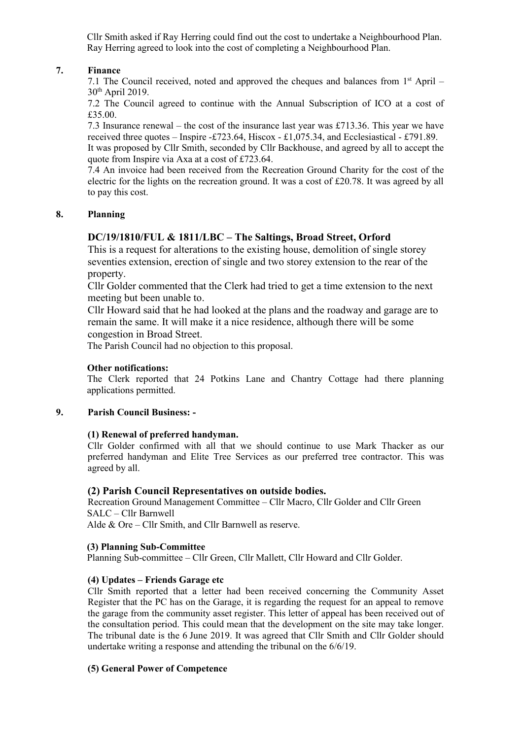Cllr Smith asked if Ray Herring could find out the cost to undertake a Neighbourhood Plan. Ray Herring agreed to look into the cost of completing a Neighbourhood Plan.

## 7. Finance

7.1 The Council received, noted and approved the cheques and balances from 1st April – 30th April 2019.

7.2 The Council agreed to continue with the Annual Subscription of ICO at a cost of £35.00.

7.3 Insurance renewal – the cost of the insurance last year was £713.36. This year we have received three quotes – Inspire -£723.64, Hiscox - £1,075.34, and Ecclesiastical - £791.89. It was proposed by Cllr Smith, seconded by Cllr Backhouse, and agreed by all to accept the quote from Inspire via Axa at a cost of £723.64.

7.4 An invoice had been received from the Recreation Ground Charity for the cost of the electric for the lights on the recreation ground. It was a cost of £20.78. It was agreed by all to pay this cost.

## 8. Planning

### DC/19/1810/FUL & 1811/LBC – The Saltings, Broad Street, Orford

This is a request for alterations to the existing house, demolition of single storey seventies extension, erection of single and two storey extension to the rear of the property.

Cllr Golder commented that the Clerk had tried to get a time extension to the next meeting but been unable to.

Cllr Howard said that he had looked at the plans and the roadway and garage are to remain the same. It will make it a nice residence, although there will be some congestion in Broad Street.

The Parish Council had no objection to this proposal.

**Other notifications:**

The Clerk reported that 24 Potkins Lane and Chantry Cottage had there planning applications permitted.

## 9. Parish Council Business: -

**(1) Renewal of preferred handyman.**

Cllr Golder confirmed with all that we should continue to use Mark Thacker as our preferred handyman and Elite Tree Services as our preferred tree contractor. This was agreed by all.

**(2) Parish Council Representatives on outside bodies.**

Recreation Ground Management Committee – Cllr Macro, Cllr Golder and Cllr Green
SALC – Cllr Barnwell
Alde & Ore – Cllr Smith, and Cllr Barnwell as reserve.

**(3) Planning Sub-Committee**

Planning Sub-committee – Cllr Green, Cllr Mallett, Cllr Howard and Cllr Golder.

**(4) Updates – Friends Garage etc**

Cllr Smith reported that a letter had been received concerning the Community Asset Register that the PC has on the Garage, it is regarding the request for an appeal to remove the garage from the community asset register. This letter of appeal has been received out of the consultation period. This could mean that the development on the site may take longer. The tribunal date is the 6 June 2019. It was agreed that Cllr Smith and Cllr Golder should undertake writing a response and attending the tribunal on the 6/6/19.

**(5) General Power of Competence**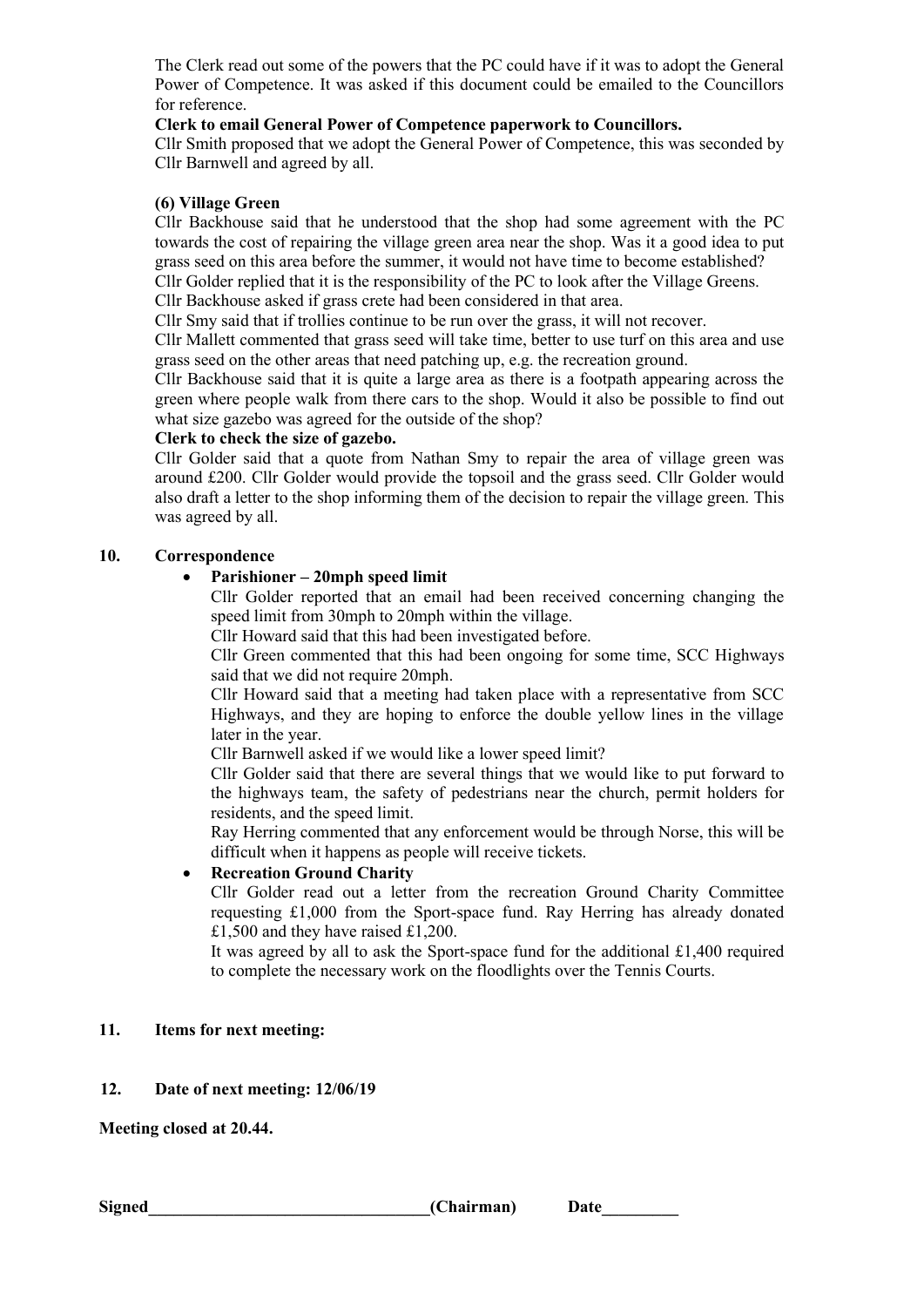The Clerk read out some of the powers that the PC could have if it was to adopt the General Power of Competence. It was asked if this document could be emailed to the Councillors for reference.

**Clerk to email General Power of Competence paperwork to Councillors.**

Cllr Smith proposed that we adopt the General Power of Competence, this was seconded by Cllr Barnwell and agreed by all.

**(6) Village Green**

Cllr Backhouse said that he understood that the shop had some agreement with the PC towards the cost of repairing the village green area near the shop. Was it a good idea to put grass seed on this area before the summer, it would not have time to become established?

Cllr Golder replied that it is the responsibility of the PC to look after the Village Greens.

Cllr Backhouse asked if grass crete had been considered in that area.

Cllr Smy said that if trollies continue to be run over the grass, it will not recover.

Cllr Mallett commented that grass seed will take time, better to use turf on this area and use grass seed on the other areas that need patching up, e.g. the recreation ground.

Cllr Backhouse said that it is quite a large area as there is a footpath appearing across the green where people walk from there cars to the shop. Would it also be possible to find out what size gazebo was agreed for the outside of the shop?

**Clerk to check the size of gazebo.**

Cllr Golder said that a quote from Nathan Smy to repair the area of village green was around £200. Cllr Golder would provide the topsoil and the grass seed. Cllr Golder would also draft a letter to the shop informing them of the decision to repair the village green. This was agreed by all.

**10. Correspondence**

- **Parishioner – 20mph speed limit**

  Cllr Golder reported that an email had been received concerning changing the speed limit from 30mph to 20mph within the village.

  Cllr Howard said that this had been investigated before.

  Cllr Green commented that this had been ongoing for some time, SCC Highways said that we did not require 20mph.

  Cllr Howard said that a meeting had taken place with a representative from SCC Highways, and they are hoping to enforce the double yellow lines in the village later in the year.

  Cllr Barnwell asked if we would like a lower speed limit?

  Cllr Golder said that there are several things that we would like to put forward to the highways team, the safety of pedestrians near the church, permit holders for residents, and the speed limit.

  Ray Herring commented that any enforcement would be through Norse, this will be difficult when it happens as people will receive tickets.

- **Recreation Ground Charity**

  Cllr Golder read out a letter from the recreation Ground Charity Committee requesting £1,000 from the Sport-space fund. Ray Herring has already donated £1,500 and they have raised £1,200.

  It was agreed by all to ask the Sport-space fund for the additional £1,400 required to complete the necessary work on the floodlights over the Tennis Courts.

**11. Items for next meeting:**

**12. Date of next meeting: 12/06/19**

**Meeting closed at 20.44.**

**Signed\_\_\_\_\_\_\_\_\_\_\_\_\_\_\_\_\_\_\_\_\_\_\_\_\_\_\_\_\_\_\_\_(Chairman) Date\_\_\_\_\_\_\_\_\_**